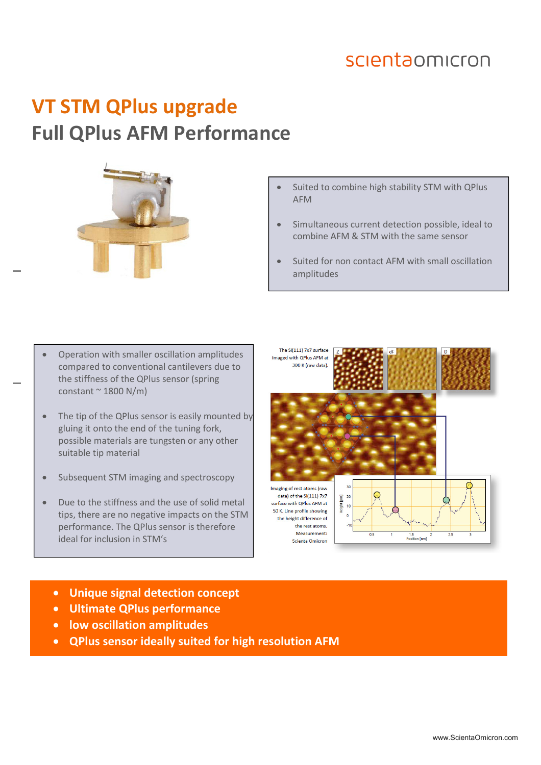scientaomicron

# VT STM QPlus upgrade

## Full QPlus AFM Performance

- Suited to combine high stability STM with QPlus AFM
- Simultaneous current detection possible, ideal to combine AFM & STM with the same sensor
- Suited for non contact AFM with small oscillation amplitudes

- Operation with smaller oscillation amplitudes compared to conventional cantilevers due to the stiffness of the QPlus sensor (spring constant ~ 1800 N/m)
- The tip of the QPlus sensor is easily mounted by gluing it onto the end of the tuning fork, possible materials are tungsten or any other suitable tip material
- Subsequent STM imaging and spectroscopy
- Due to the stiffness and the use of solid metal tips, there are no negative impacts on the STM performance. The QPlus sensor is therefore ideal for inclusion in STM's

The Si(111) 7x7 surface imaged with QPlus AFM at 300 K (raw data).

Imaging of rest atoms (raw data) of the Si(111) 7x7 surface with QPlus AFM at 50 K. Line profile showing the height difference of the rest atoms. Measurement: Scienta Omicron

- **Unique signal detection concept**
- **Ultimate QPlus performance**
- **low oscillation amplitudes**
- **QPlus sensor ideally suited for high resolution AFM**

www.ScientaOmicron.com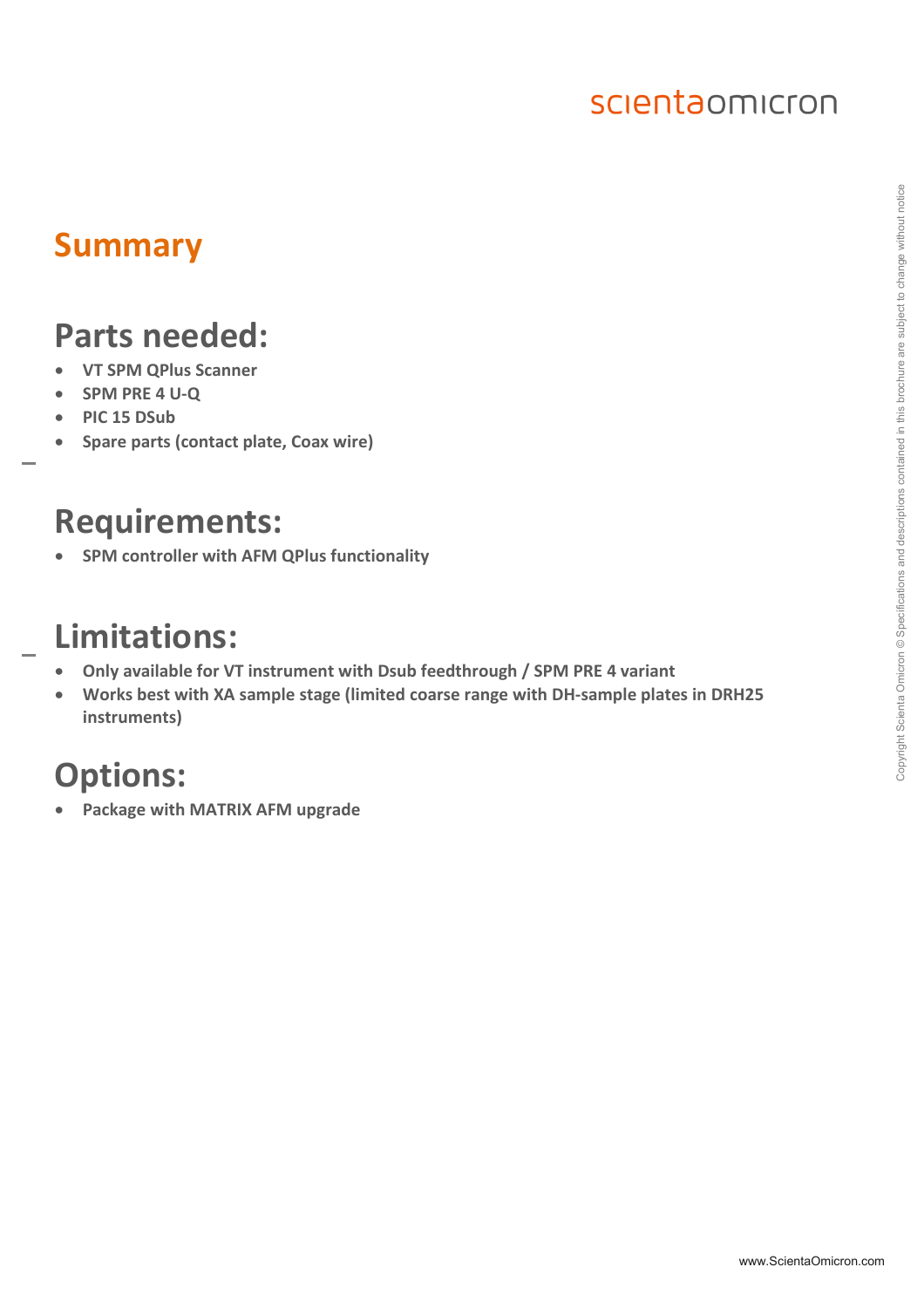# Summary

## Parts needed:

- **VT SPM QPlus Scanner**
- **SPM PRE 4 U-Q**
- **PIC 15 DSub**
- **Spare parts (contact plate, Coax wire)**

## Requirements:

- **SPM controller with AFM QPlus functionality**

## Limitations:

- **Only available for VT instrument with Dsub feedthrough / SPM PRE 4 variant**
- **Works best with XA sample stage (limited coarse range with DH-sample plates in DRH25 instruments)**

## Options:

- **Package with MATRIX AFM upgrade**